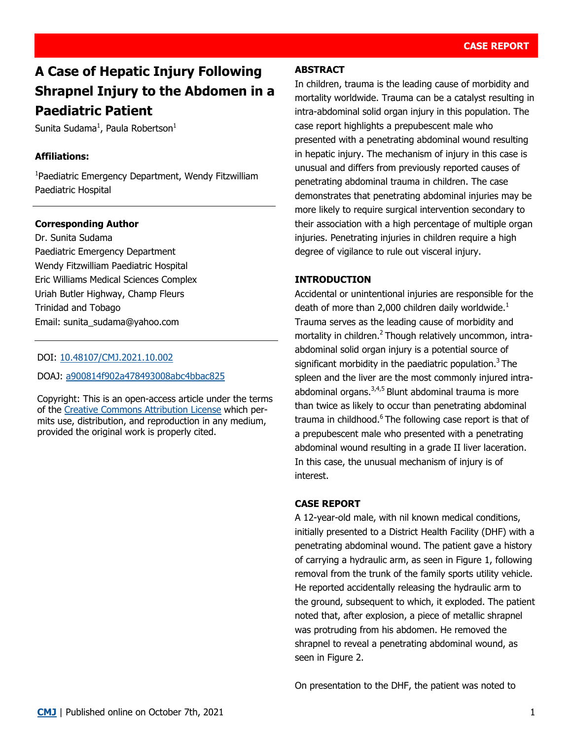CASE REPORT

# A Case of Hepatic Injury Following Shrapnel Injury to the Abdomen in a Paediatric Patient

Sunita Sudama[1], Paula Robertson[1]

**Affiliations:**

[1]Paediatric Emergency Department, Wendy Fitzwilliam Paediatric Hospital

**Corresponding Author**

Dr. Sunita Sudama
Paediatric Emergency Department
Wendy Fitzwilliam Paediatric Hospital
Eric Williams Medical Sciences Complex
Uriah Butler Highway, Champ Fleurs
Trinidad and Tobago
Email: sunita_sudama@yahoo.com

DOI: 10.48107/CMJ.2021.10.002

DOAJ: a900814f902a478493008abc4bbac825

Copyright: This is an open-access article under the terms of the Creative Commons Attribution License which permits use, distribution, and reproduction in any medium, provided the original work is properly cited.

## ABSTRACT

In children, trauma is the leading cause of morbidity and mortality worldwide. Trauma can be a catalyst resulting in intra-abdominal solid organ injury in this population. The case report highlights a prepubescent male who presented with a penetrating abdominal wound resulting in hepatic injury. The mechanism of injury in this case is unusual and differs from previously reported causes of penetrating abdominal trauma in children. The case demonstrates that penetrating abdominal injuries may be more likely to require surgical intervention secondary to their association with a high percentage of multiple organ injuries. Penetrating injuries in children require a high degree of vigilance to rule out visceral injury.

## INTRODUCTION

Accidental or unintentional injuries are responsible for the death of more than 2,000 children daily worldwide.[1] Trauma serves as the leading cause of morbidity and mortality in children.[2] Though relatively uncommon, intra-abdominal solid organ injury is a potential source of significant morbidity in the paediatric population.[3] The spleen and the liver are the most commonly injured intra-abdominal organs.[3,4,5] Blunt abdominal trauma is more than twice as likely to occur than penetrating abdominal trauma in childhood.[6] The following case report is that of a prepubescent male who presented with a penetrating abdominal wound resulting in a grade II liver laceration. In this case, the unusual mechanism of injury is of interest.

## CASE REPORT

A 12-year-old male, with nil known medical conditions, initially presented to a District Health Facility (DHF) with a penetrating abdominal wound. The patient gave a history of carrying a hydraulic arm, as seen in Figure 1, following removal from the trunk of the family sports utility vehicle. He reported accidentally releasing the hydraulic arm to the ground, subsequent to which, it exploded. The patient noted that, after explosion, a piece of metallic shrapnel was protruding from his abdomen. He removed the shrapnel to reveal a penetrating abdominal wound, as seen in Figure 2.

On presentation to the DHF, the patient was noted to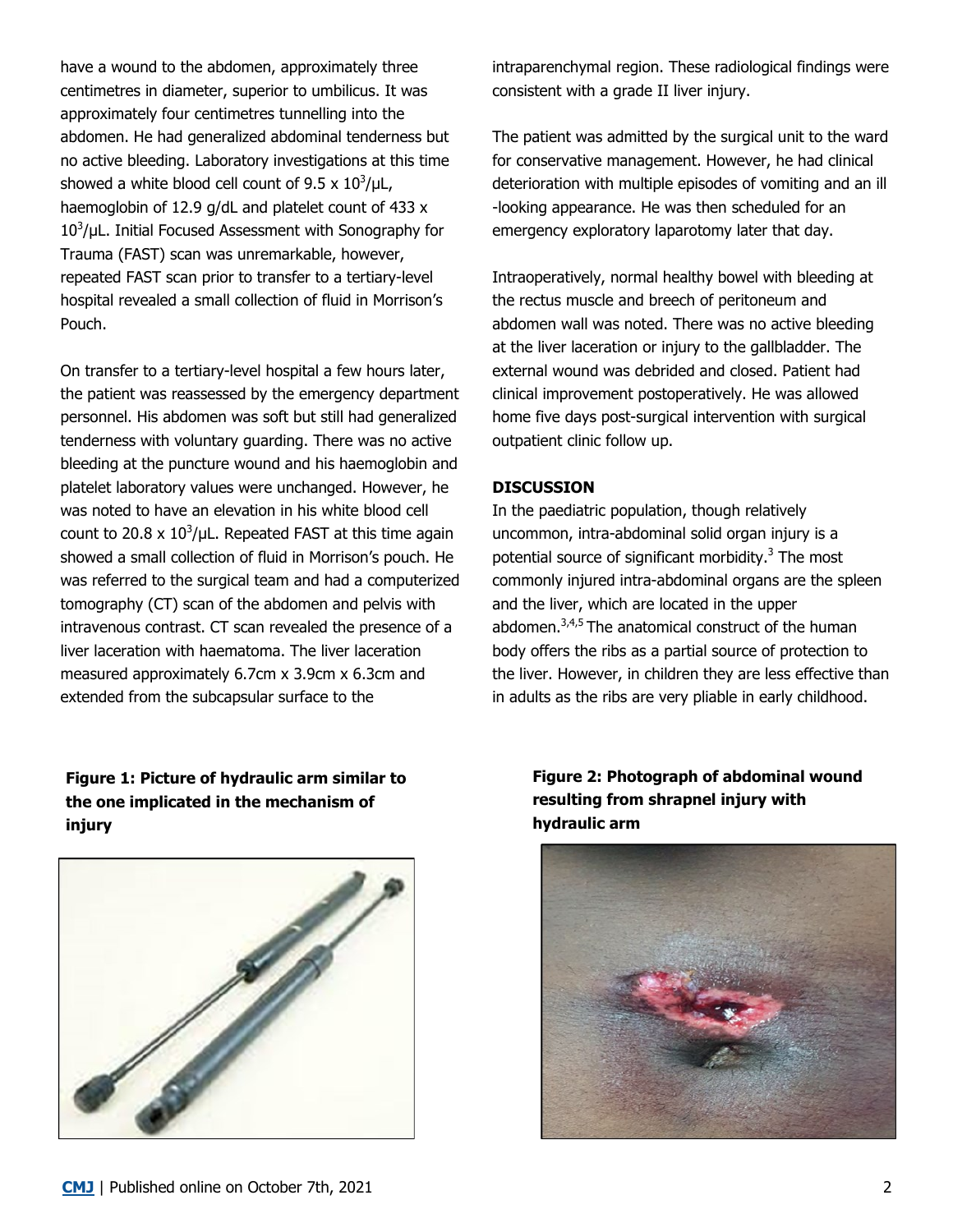have a wound to the abdomen, approximately three centimetres in diameter, superior to umbilicus. It was approximately four centimetres tunnelling into the abdomen. He had generalized abdominal tenderness but no active bleeding. Laboratory investigations at this time showed a white blood cell count of 9.5 x $10^3$/μL, haemoglobin of 12.9 g/dL and platelet count of 433 x $10^3$/μL. Initial Focused Assessment with Sonography for Trauma (FAST) scan was unremarkable, however, repeated FAST scan prior to transfer to a tertiary-level hospital revealed a small collection of fluid in Morrison's Pouch.

On transfer to a tertiary-level hospital a few hours later, the patient was reassessed by the emergency department personnel. His abdomen was soft but still had generalized tenderness with voluntary guarding. There was no active bleeding at the puncture wound and his haemoglobin and platelet laboratory values were unchanged. However, he was noted to have an elevation in his white blood cell count to 20.8 x $10^3$/μL. Repeated FAST at this time again showed a small collection of fluid in Morrison's pouch. He was referred to the surgical team and had a computerized tomography (CT) scan of the abdomen and pelvis with intravenous contrast. CT scan revealed the presence of a liver laceration with haematoma. The liver laceration measured approximately 6.7cm x 3.9cm x 6.3cm and extended from the subcapsular surface to the intraparenchymal region. These radiological findings were consistent with a grade II liver injury.

The patient was admitted by the surgical unit to the ward for conservative management. However, he had clinical deterioration with multiple episodes of vomiting and an ill -looking appearance. He was then scheduled for an emergency exploratory laparotomy later that day.

Intraoperatively, normal healthy bowel with bleeding at the rectus muscle and breech of peritoneum and abdomen wall was noted. There was no active bleeding at the liver laceration or injury to the gallbladder. The external wound was debrided and closed. Patient had clinical improvement postoperatively. He was allowed home five days post-surgical intervention with surgical outpatient clinic follow up.

## DISCUSSION

In the paediatric population, though relatively uncommon, intra-abdominal solid organ injury is a potential source of significant morbidity.[3] The most commonly injured intra-abdominal organs are the spleen and the liver, which are located in the upper abdomen.[3,4,5] The anatomical construct of the human body offers the ribs as a partial source of protection to the liver. However, in children they are less effective than in adults as the ribs are very pliable in early childhood.

**Figure 1: Picture of hydraulic arm similar to the one implicated in the mechanism of injury**

**Figure 2: Photograph of abdominal wound resulting from shrapnel injury with hydraulic arm**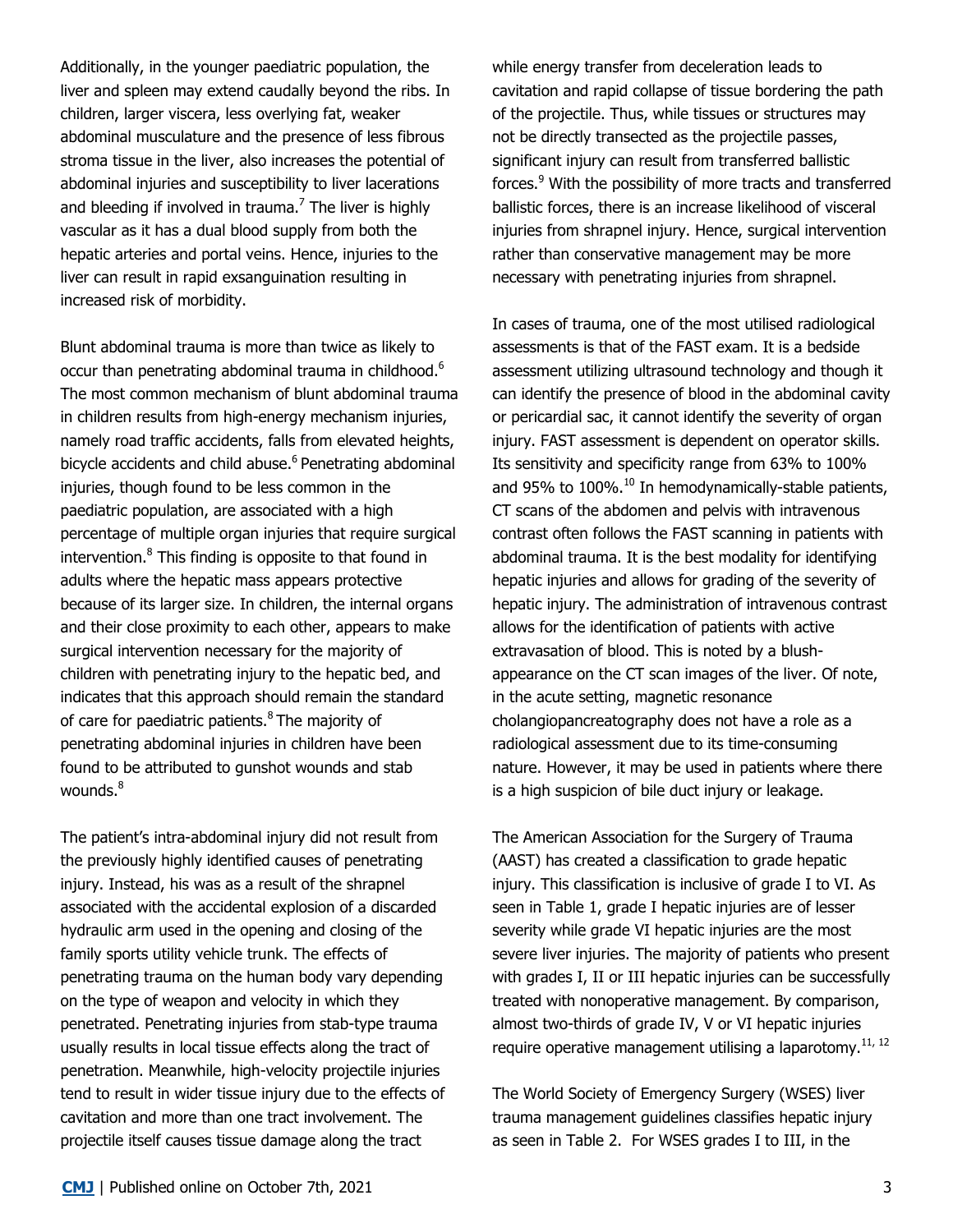Additionally, in the younger paediatric population, the liver and spleen may extend caudally beyond the ribs. In children, larger viscera, less overlying fat, weaker abdominal musculature and the presence of less fibrous stroma tissue in the liver, also increases the potential of abdominal injuries and susceptibility to liver lacerations and bleeding if involved in trauma.[7] The liver is highly vascular as it has a dual blood supply from both the hepatic arteries and portal veins. Hence, injuries to the liver can result in rapid exsanguination resulting in increased risk of morbidity.

Blunt abdominal trauma is more than twice as likely to occur than penetrating abdominal trauma in childhood.[6] The most common mechanism of blunt abdominal trauma in children results from high-energy mechanism injuries, namely road traffic accidents, falls from elevated heights, bicycle accidents and child abuse.[6] Penetrating abdominal injuries, though found to be less common in the paediatric population, are associated with a high percentage of multiple organ injuries that require surgical intervention.[8] This finding is opposite to that found in adults where the hepatic mass appears protective because of its larger size. In children, the internal organs and their close proximity to each other, appears to make surgical intervention necessary for the majority of children with penetrating injury to the hepatic bed, and indicates that this approach should remain the standard of care for paediatric patients.[8] The majority of penetrating abdominal injuries in children have been found to be attributed to gunshot wounds and stab wounds.[8]

The patient's intra-abdominal injury did not result from the previously highly identified causes of penetrating injury. Instead, his was as a result of the shrapnel associated with the accidental explosion of a discarded hydraulic arm used in the opening and closing of the family sports utility vehicle trunk. The effects of penetrating trauma on the human body vary depending on the type of weapon and velocity in which they penetrated. Penetrating injuries from stab-type trauma usually results in local tissue effects along the tract of penetration. Meanwhile, high-velocity projectile injuries tend to result in wider tissue injury due to the effects of cavitation and more than one tract involvement. The projectile itself causes tissue damage along the tract while energy transfer from deceleration leads to cavitation and rapid collapse of tissue bordering the path of the projectile. Thus, while tissues or structures may not be directly transected as the projectile passes, significant injury can result from transferred ballistic forces.[9] With the possibility of more tracts and transferred ballistic forces, there is an increase likelihood of visceral injuries from shrapnel injury. Hence, surgical intervention rather than conservative management may be more necessary with penetrating injuries from shrapnel.

In cases of trauma, one of the most utilised radiological assessments is that of the FAST exam. It is a bedside assessment utilizing ultrasound technology and though it can identify the presence of blood in the abdominal cavity or pericardial sac, it cannot identify the severity of organ injury. FAST assessment is dependent on operator skills. Its sensitivity and specificity range from 63% to 100% and 95% to 100%.[10] In hemodynamically-stable patients, CT scans of the abdomen and pelvis with intravenous contrast often follows the FAST scanning in patients with abdominal trauma. It is the best modality for identifying hepatic injuries and allows for grading of the severity of hepatic injury. The administration of intravenous contrast allows for the identification of patients with active extravasation of blood. This is noted by a blush-appearance on the CT scan images of the liver. Of note, in the acute setting, magnetic resonance cholangiopancreatography does not have a role as a radiological assessment due to its time-consuming nature. However, it may be used in patients where there is a high suspicion of bile duct injury or leakage.

The American Association for the Surgery of Trauma (AAST) has created a classification to grade hepatic injury. This classification is inclusive of grade I to VI. As seen in Table 1, grade I hepatic injuries are of lesser severity while grade VI hepatic injuries are the most severe liver injuries. The majority of patients who present with grades I, II or III hepatic injuries can be successfully treated with nonoperative management. By comparison, almost two-thirds of grade IV, V or VI hepatic injuries require operative management utilising a laparotomy.[11, 12]

The World Society of Emergency Surgery (WSES) liver trauma management guidelines classifies hepatic injury as seen in Table 2. For WSES grades I to III, in the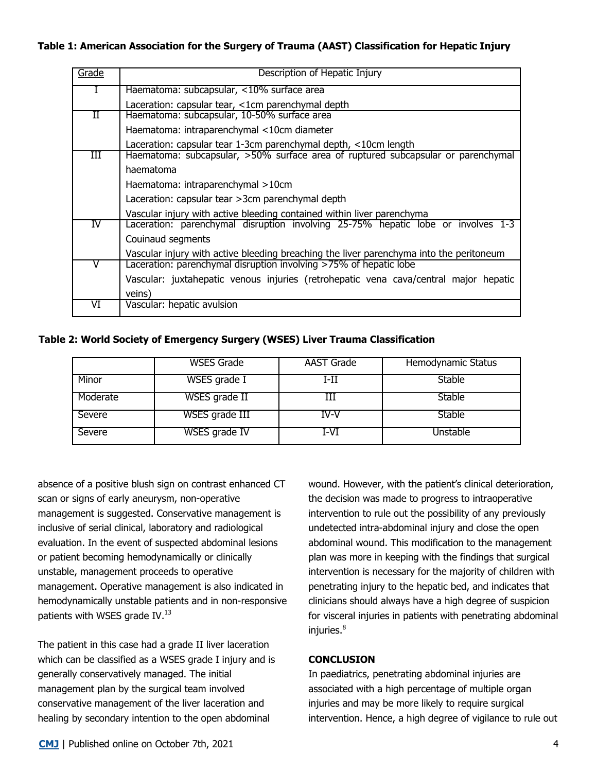**Table 1: American Association for the Surgery of Trauma (AAST) Classification for Hepatic Injury**

| Grade | Description of Hepatic Injury |
|---|---|
| I | Haematoma: subcapsular, <10% surface area<br>Laceration: capsular tear, <1cm parenchymal depth |
| II | Haematoma: subcapsular, 10-50% surface area<br>Haematoma: intraparenchymal <10cm diameter<br>Laceration: capsular tear 1-3cm parenchymal depth, <10cm length |
| III | Haematoma: subcapsular, >50% surface area of ruptured subcapsular or parenchymal haematoma<br>Haematoma: intraparenchymal >10cm<br>Laceration: capsular tear >3cm parenchymal depth<br>Vascular injury with active bleeding contained within liver parenchyma |
| IV | Laceration: parenchymal disruption involving 25-75% hepatic lobe or involves 1-3 Couinaud segments<br>Vascular injury with active bleeding breaching the liver parenchyma into the peritoneum |
| V | Laceration: parenchymal disruption involving >75% of hepatic lobe<br>Vascular: juxtahepatic venous injuries (retrohepatic vena cava/central major hepatic veins) |
| VI | Vascular: hepatic avulsion |

**Table 2: World Society of Emergency Surgery (WSES) Liver Trauma Classification**

| | WSES Grade | AAST Grade | Hemodynamic Status |
|---|---|---|---|
| Minor | WSES grade I | I-II | Stable |
| Moderate | WSES grade II | III | Stable |
| Severe | WSES grade III | IV-V | Stable |
| Severe | WSES grade IV | I-VI | Unstable |

absence of a positive blush sign on contrast enhanced CT scan or signs of early aneurysm, non-operative management is suggested. Conservative management is inclusive of serial clinical, laboratory and radiological evaluation. In the event of suspected abdominal lesions or patient becoming hemodynamically or clinically unstable, management proceeds to operative management. Operative management is also indicated in hemodynamically unstable patients and in non-responsive patients with WSES grade IV.[13]

The patient in this case had a grade II liver laceration which can be classified as a WSES grade I injury and is generally conservatively managed. The initial management plan by the surgical team involved conservative management of the liver laceration and healing by secondary intention to the open abdominal wound. However, with the patient's clinical deterioration, the decision was made to progress to intraoperative intervention to rule out the possibility of any previously undetected intra-abdominal injury and close the open abdominal wound. This modification to the management plan was more in keeping with the findings that surgical intervention is necessary for the majority of children with penetrating injury to the hepatic bed, and indicates that clinicians should always have a high degree of suspicion for visceral injuries in patients with penetrating abdominal injuries.[8]

## CONCLUSION

In paediatrics, penetrating abdominal injuries are associated with a high percentage of multiple organ injuries and may be more likely to require surgical intervention. Hence, a high degree of vigilance to rule out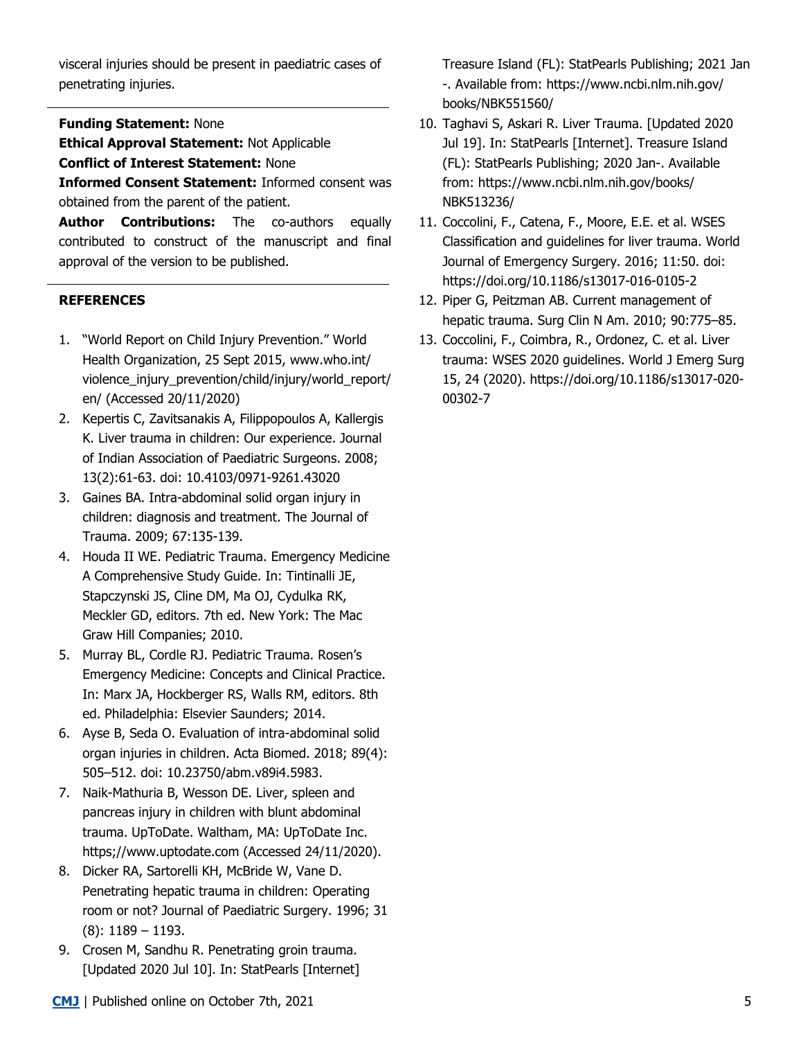visceral injuries should be present in paediatric cases of penetrating injuries.

---

**Funding Statement:** None

**Ethical Approval Statement:** Not Applicable

**Conflict of Interest Statement:** None

**Informed Consent Statement:** Informed consent was obtained from the parent of the patient.

**Author Contributions:** The co-authors equally contributed to construct of the manuscript and final approval of the version to be published.

---

**REFERENCES**

1. "World Report on Child Injury Prevention." World Health Organization, 25 Sept 2015, www.who.int/violence_injury_prevention/child/injury/world_report/en/ (Accessed 20/11/2020)
2. Kepertis C, Zavitsanakis A, Filippopoulos A, Kallergis K. Liver trauma in children: Our experience. Journal of Indian Association of Paediatric Surgeons. 2008; 13(2):61-63. doi: 10.4103/0971-9261.43020
3. Gaines BA. Intra-abdominal solid organ injury in children: diagnosis and treatment. The Journal of Trauma. 2009; 67:135-139.
4. Houda II WE. Pediatric Trauma. Emergency Medicine A Comprehensive Study Guide. In: Tintinalli JE, Stapczynski JS, Cline DM, Ma OJ, Cydulka RK, Meckler GD, editors. 7th ed. New York: The Mac Graw Hill Companies; 2010.
5. Murray BL, Cordle RJ. Pediatric Trauma. Rosen's Emergency Medicine: Concepts and Clinical Practice. In: Marx JA, Hockberger RS, Walls RM, editors. 8th ed. Philadelphia: Elsevier Saunders; 2014.
6. Ayse B, Seda O. Evaluation of intra-abdominal solid organ injuries in children. Acta Biomed. 2018; 89(4): 505–512. doi: 10.23750/abm.v89i4.5983.
7. Naik-Mathuria B, Wesson DE. Liver, spleen and pancreas injury in children with blunt abdominal trauma. UpToDate. Waltham, MA: UpToDate Inc. https;//www.uptodate.com (Accessed 24/11/2020).
8. Dicker RA, Sartorelli KH, McBride W, Vane D. Penetrating hepatic trauma in children: Operating room or not? Journal of Paediatric Surgery. 1996; 31 (8): 1189 – 1193.
9. Crosen M, Sandhu R. Penetrating groin trauma. [Updated 2020 Jul 10]. In: StatPearls [Internet] Treasure Island (FL): StatPearls Publishing; 2021 Jan -. Available from: https://www.ncbi.nlm.nih.gov/books/NBK551560/
10. Taghavi S, Askari R. Liver Trauma. [Updated 2020 Jul 19]. In: StatPearls [Internet]. Treasure Island (FL): StatPearls Publishing; 2020 Jan-. Available from: https://www.ncbi.nlm.nih.gov/books/NBK513236/
11. Coccolini, F., Catena, F., Moore, E.E. et al. WSES Classification and guidelines for liver trauma. World Journal of Emergency Surgery. 2016; 11:50. doi: https://doi.org/10.1186/s13017-016-0105-2
12. Piper G, Peitzman AB. Current management of hepatic trauma. Surg Clin N Am. 2010; 90:775–85.
13. Coccolini, F., Coimbra, R., Ordonez, C. et al. Liver trauma: WSES 2020 guidelines. World J Emerg Surg 15, 24 (2020). https://doi.org/10.1186/s13017-020-00302-7